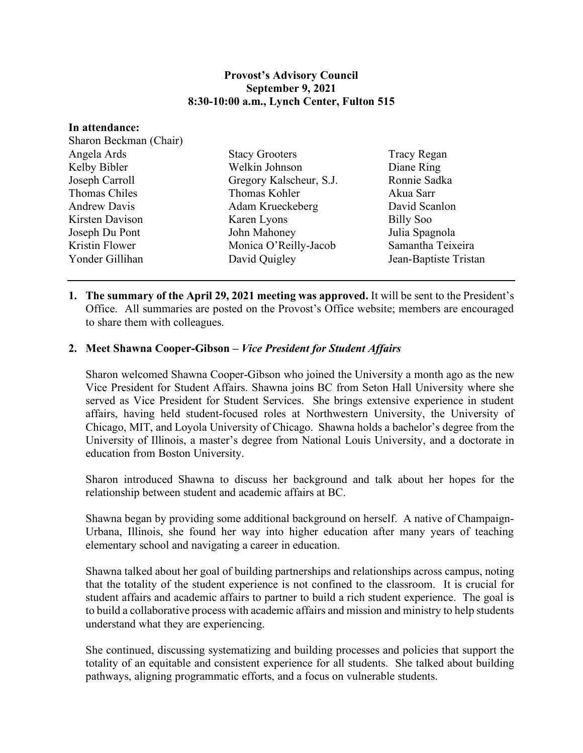**Provost's Advisory Council**
**September 9, 2021**
**8:30-10:00 a.m., Lynch Center, Fulton 515**

**In attendance:**

Sharon Beckman (Chair)

| | | |
|---|---|---|
| Angela Ards | Stacy Grooters | Tracy Regan |
| Kelby Bibler | Welkin Johnson | Diane Ring |
| Joseph Carroll | Gregory Kalscheur, S.J. | Ronnie Sadka |
| Thomas Chiles | Thomas Kohler | Akua Sarr |
| Andrew Davis | Adam Krueckeberg | David Scanlon |
| Kirsten Davison | Karen Lyons | Billy Soo |
| Joseph Du Pont | John Mahoney | Julia Spagnola |
| Kristin Flower | Monica O'Reilly-Jacob | Samantha Teixeira |
| Yonder Gillihan | David Quigley | Jean-Baptiste Tristan |

---

1. **The summary of the April 29, 2021 meeting was approved.** It will be sent to the President's Office. All summaries are posted on the Provost's Office website; members are encouraged to share them with colleagues.

2. **Meet Shawna Cooper-Gibson –** ***Vice President for Student Affairs***

   Sharon welcomed Shawna Cooper-Gibson who joined the University a month ago as the new Vice President for Student Affairs. Shawna joins BC from Seton Hall University where she served as Vice President for Student Services. She brings extensive experience in student affairs, having held student-focused roles at Northwestern University, the University of Chicago, MIT, and Loyola University of Chicago. Shawna holds a bachelor's degree from the University of Illinois, a master's degree from National Louis University, and a doctorate in education from Boston University.

   Sharon introduced Shawna to discuss her background and talk about her hopes for the relationship between student and academic affairs at BC.

   Shawna began by providing some additional background on herself. A native of Champaign-Urbana, Illinois, she found her way into higher education after many years of teaching elementary school and navigating a career in education.

   Shawna talked about her goal of building partnerships and relationships across campus, noting that the totality of the student experience is not confined to the classroom. It is crucial for student affairs and academic affairs to partner to build a rich student experience. The goal is to build a collaborative process with academic affairs and mission and ministry to help students understand what they are experiencing.

   She continued, discussing systematizing and building processes and policies that support the totality of an equitable and consistent experience for all students. She talked about building pathways, aligning programmatic efforts, and a focus on vulnerable students.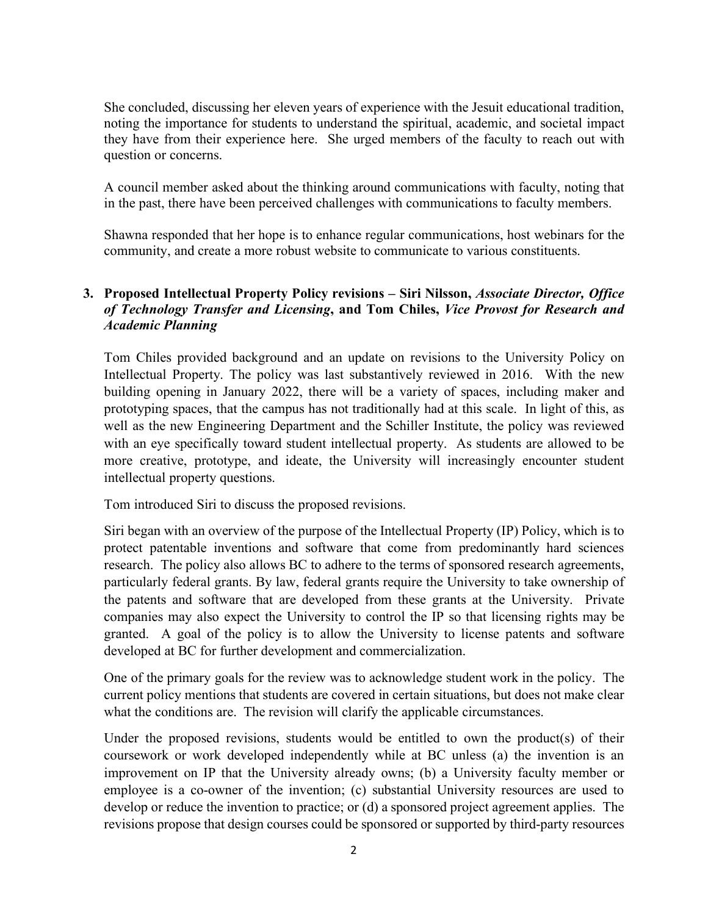She concluded, discussing her eleven years of experience with the Jesuit educational tradition, noting the importance for students to understand the spiritual, academic, and societal impact they have from their experience here. She urged members of the faculty to reach out with question or concerns.

A council member asked about the thinking around communications with faculty, noting that in the past, there have been perceived challenges with communications to faculty members.

Shawna responded that her hope is to enhance regular communications, host webinars for the community, and create a more robust website to communicate to various constituents.

3. **Proposed Intellectual Property Policy revisions – Siri Nilsson,** ***Associate Director, Office of Technology Transfer and Licensing*****, and Tom Chiles,** ***Vice Provost for Research and Academic Planning***

Tom Chiles provided background and an update on revisions to the University Policy on Intellectual Property. The policy was last substantively reviewed in 2016. With the new building opening in January 2022, there will be a variety of spaces, including maker and prototyping spaces, that the campus has not traditionally had at this scale. In light of this, as well as the new Engineering Department and the Schiller Institute, the policy was reviewed with an eye specifically toward student intellectual property. As students are allowed to be more creative, prototype, and ideate, the University will increasingly encounter student intellectual property questions.

Tom introduced Siri to discuss the proposed revisions.

Siri began with an overview of the purpose of the Intellectual Property (IP) Policy, which is to protect patentable inventions and software that come from predominantly hard sciences research. The policy also allows BC to adhere to the terms of sponsored research agreements, particularly federal grants. By law, federal grants require the University to take ownership of the patents and software that are developed from these grants at the University. Private companies may also expect the University to control the IP so that licensing rights may be granted. A goal of the policy is to allow the University to license patents and software developed at BC for further development and commercialization.

One of the primary goals for the review was to acknowledge student work in the policy. The current policy mentions that students are covered in certain situations, but does not make clear what the conditions are. The revision will clarify the applicable circumstances.

Under the proposed revisions, students would be entitled to own the product(s) of their coursework or work developed independently while at BC unless (a) the invention is an improvement on IP that the University already owns; (b) a University faculty member or employee is a co-owner of the invention; (c) substantial University resources are used to develop or reduce the invention to practice; or (d) a sponsored project agreement applies. The revisions propose that design courses could be sponsored or supported by third-party resources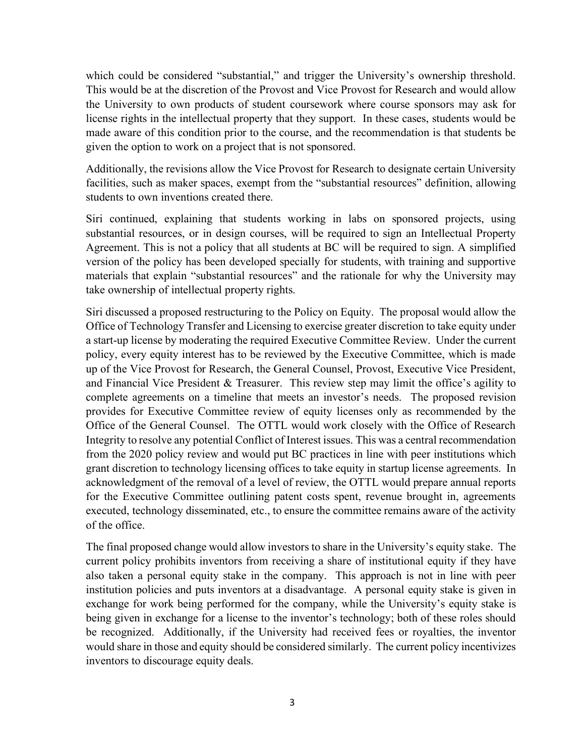which could be considered "substantial," and trigger the University's ownership threshold. This would be at the discretion of the Provost and Vice Provost for Research and would allow the University to own products of student coursework where course sponsors may ask for license rights in the intellectual property that they support. In these cases, students would be made aware of this condition prior to the course, and the recommendation is that students be given the option to work on a project that is not sponsored.

Additionally, the revisions allow the Vice Provost for Research to designate certain University facilities, such as maker spaces, exempt from the "substantial resources" definition, allowing students to own inventions created there.

Siri continued, explaining that students working in labs on sponsored projects, using substantial resources, or in design courses, will be required to sign an Intellectual Property Agreement. This is not a policy that all students at BC will be required to sign. A simplified version of the policy has been developed specially for students, with training and supportive materials that explain "substantial resources" and the rationale for why the University may take ownership of intellectual property rights.

Siri discussed a proposed restructuring to the Policy on Equity. The proposal would allow the Office of Technology Transfer and Licensing to exercise greater discretion to take equity under a start-up license by moderating the required Executive Committee Review. Under the current policy, every equity interest has to be reviewed by the Executive Committee, which is made up of the Vice Provost for Research, the General Counsel, Provost, Executive Vice President, and Financial Vice President & Treasurer. This review step may limit the office's agility to complete agreements on a timeline that meets an investor's needs. The proposed revision provides for Executive Committee review of equity licenses only as recommended by the Office of the General Counsel. The OTTL would work closely with the Office of Research Integrity to resolve any potential Conflict of Interest issues. This was a central recommendation from the 2020 policy review and would put BC practices in line with peer institutions which grant discretion to technology licensing offices to take equity in startup license agreements. In acknowledgment of the removal of a level of review, the OTTL would prepare annual reports for the Executive Committee outlining patent costs spent, revenue brought in, agreements executed, technology disseminated, etc., to ensure the committee remains aware of the activity of the office.

The final proposed change would allow investors to share in the University's equity stake. The current policy prohibits inventors from receiving a share of institutional equity if they have also taken a personal equity stake in the company. This approach is not in line with peer institution policies and puts inventors at a disadvantage. A personal equity stake is given in exchange for work being performed for the company, while the University's equity stake is being given in exchange for a license to the inventor's technology; both of these roles should be recognized. Additionally, if the University had received fees or royalties, the inventor would share in those and equity should be considered similarly. The current policy incentivizes inventors to discourage equity deals.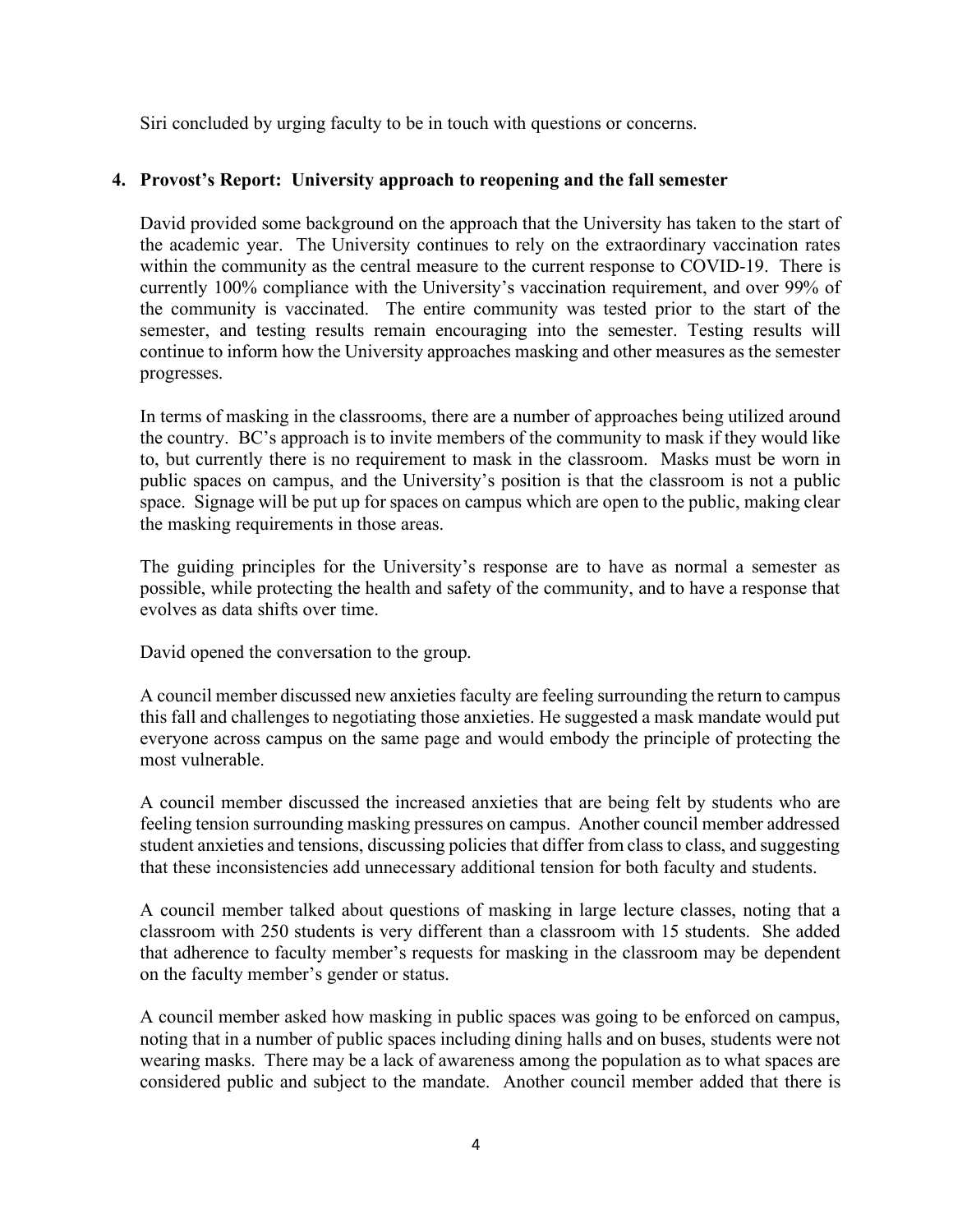Siri concluded by urging faculty to be in touch with questions or concerns.

**4. Provost's Report: University approach to reopening and the fall semester**

David provided some background on the approach that the University has taken to the start of the academic year. The University continues to rely on the extraordinary vaccination rates within the community as the central measure to the current response to COVID-19. There is currently 100% compliance with the University's vaccination requirement, and over 99% of the community is vaccinated. The entire community was tested prior to the start of the semester, and testing results remain encouraging into the semester. Testing results will continue to inform how the University approaches masking and other measures as the semester progresses.

In terms of masking in the classrooms, there are a number of approaches being utilized around the country. BC's approach is to invite members of the community to mask if they would like to, but currently there is no requirement to mask in the classroom. Masks must be worn in public spaces on campus, and the University's position is that the classroom is not a public space. Signage will be put up for spaces on campus which are open to the public, making clear the masking requirements in those areas.

The guiding principles for the University's response are to have as normal a semester as possible, while protecting the health and safety of the community, and to have a response that evolves as data shifts over time.

David opened the conversation to the group.

A council member discussed new anxieties faculty are feeling surrounding the return to campus this fall and challenges to negotiating those anxieties. He suggested a mask mandate would put everyone across campus on the same page and would embody the principle of protecting the most vulnerable.

A council member discussed the increased anxieties that are being felt by students who are feeling tension surrounding masking pressures on campus. Another council member addressed student anxieties and tensions, discussing policies that differ from class to class, and suggesting that these inconsistencies add unnecessary additional tension for both faculty and students.

A council member talked about questions of masking in large lecture classes, noting that a classroom with 250 students is very different than a classroom with 15 students. She added that adherence to faculty member's requests for masking in the classroom may be dependent on the faculty member's gender or status.

A council member asked how masking in public spaces was going to be enforced on campus, noting that in a number of public spaces including dining halls and on buses, students were not wearing masks. There may be a lack of awareness among the population as to what spaces are considered public and subject to the mandate. Another council member added that there is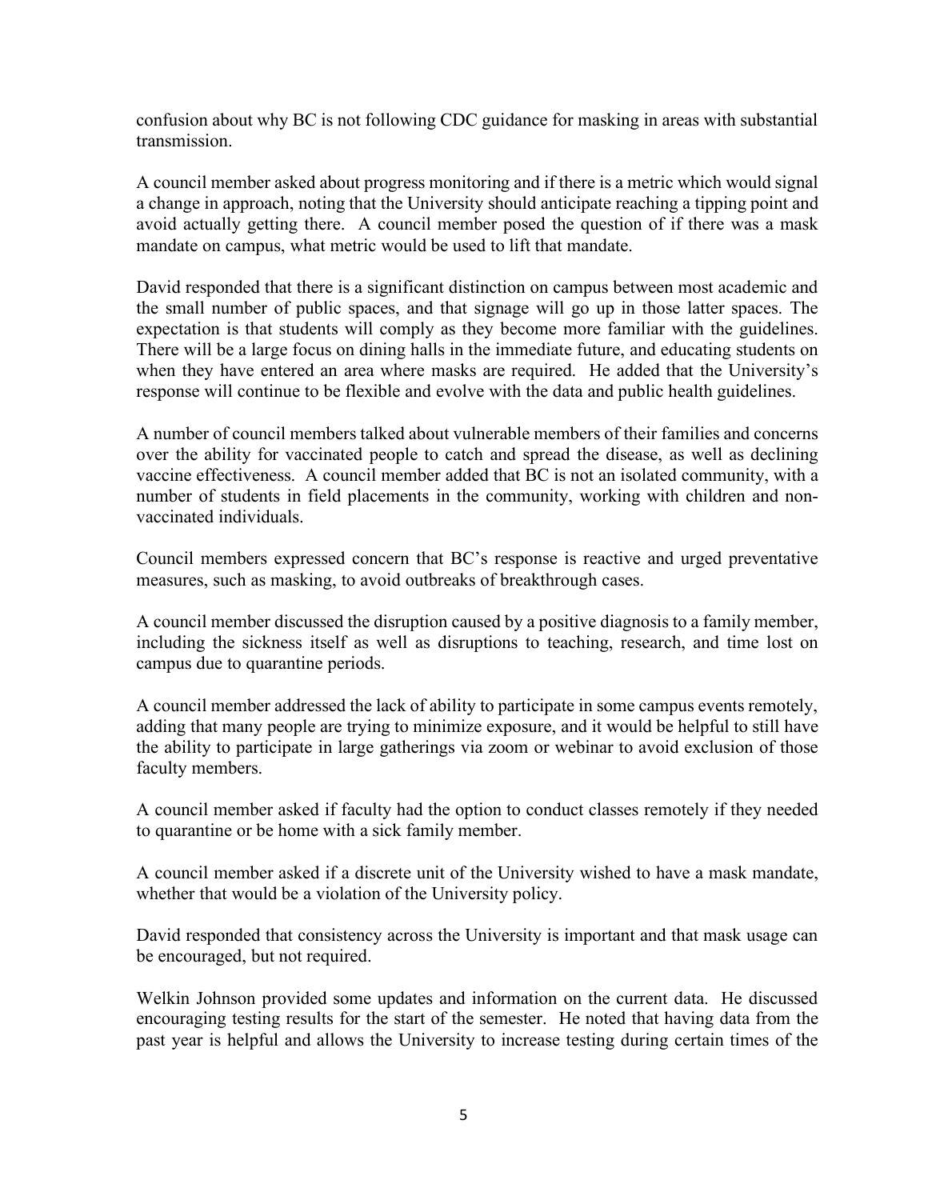confusion about why BC is not following CDC guidance for masking in areas with substantial transmission.

A council member asked about progress monitoring and if there is a metric which would signal a change in approach, noting that the University should anticipate reaching a tipping point and avoid actually getting there. A council member posed the question of if there was a mask mandate on campus, what metric would be used to lift that mandate.

David responded that there is a significant distinction on campus between most academic and the small number of public spaces, and that signage will go up in those latter spaces. The expectation is that students will comply as they become more familiar with the guidelines. There will be a large focus on dining halls in the immediate future, and educating students on when they have entered an area where masks are required. He added that the University's response will continue to be flexible and evolve with the data and public health guidelines.

A number of council members talked about vulnerable members of their families and concerns over the ability for vaccinated people to catch and spread the disease, as well as declining vaccine effectiveness. A council member added that BC is not an isolated community, with a number of students in field placements in the community, working with children and non-vaccinated individuals.

Council members expressed concern that BC's response is reactive and urged preventative measures, such as masking, to avoid outbreaks of breakthrough cases.

A council member discussed the disruption caused by a positive diagnosis to a family member, including the sickness itself as well as disruptions to teaching, research, and time lost on campus due to quarantine periods.

A council member addressed the lack of ability to participate in some campus events remotely, adding that many people are trying to minimize exposure, and it would be helpful to still have the ability to participate in large gatherings via zoom or webinar to avoid exclusion of those faculty members.

A council member asked if faculty had the option to conduct classes remotely if they needed to quarantine or be home with a sick family member.

A council member asked if a discrete unit of the University wished to have a mask mandate, whether that would be a violation of the University policy.

David responded that consistency across the University is important and that mask usage can be encouraged, but not required.

Welkin Johnson provided some updates and information on the current data. He discussed encouraging testing results for the start of the semester. He noted that having data from the past year is helpful and allows the University to increase testing during certain times of the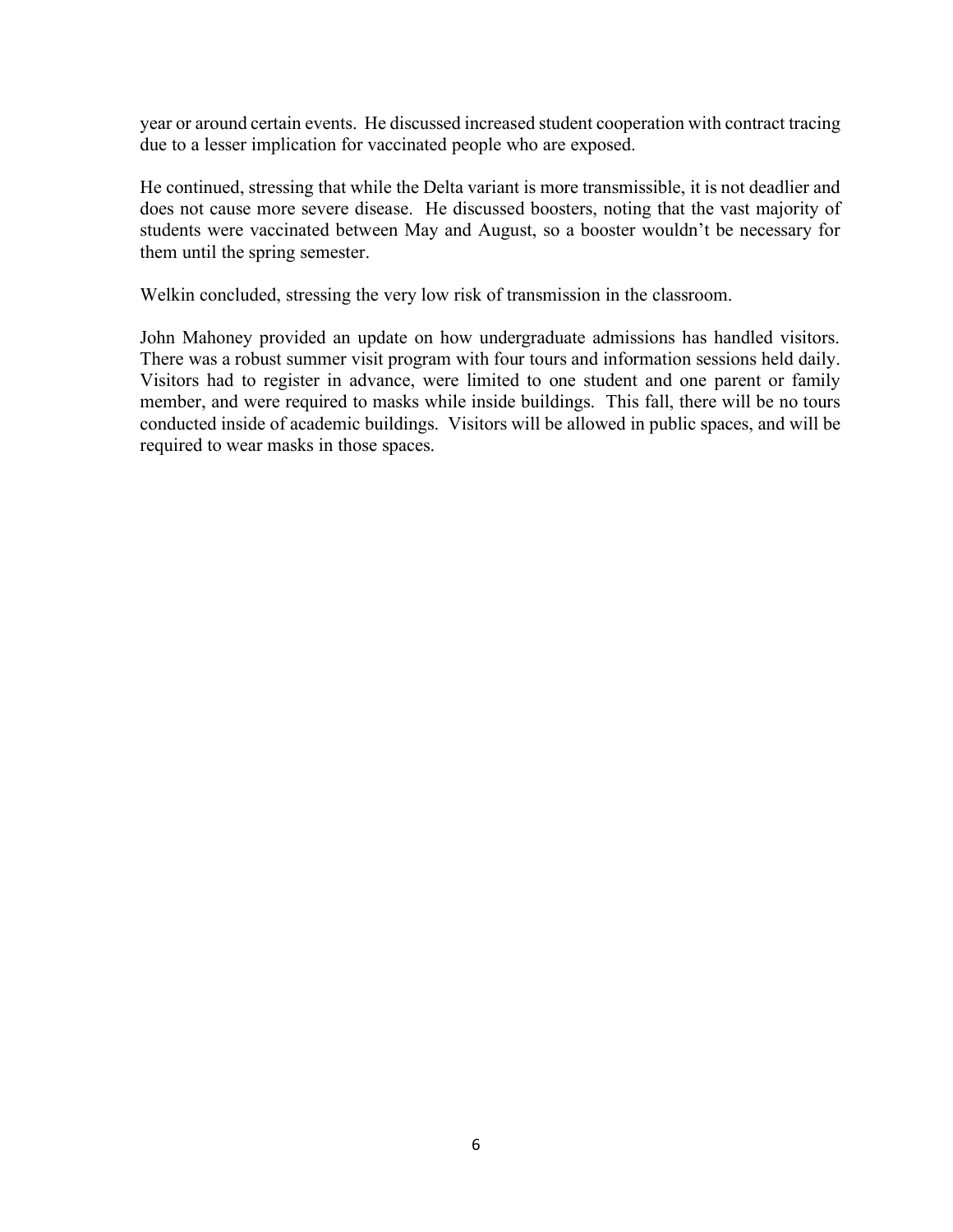year or around certain events. He discussed increased student cooperation with contract tracing due to a lesser implication for vaccinated people who are exposed.

He continued, stressing that while the Delta variant is more transmissible, it is not deadlier and does not cause more severe disease. He discussed boosters, noting that the vast majority of students were vaccinated between May and August, so a booster wouldn't be necessary for them until the spring semester.

Welkin concluded, stressing the very low risk of transmission in the classroom.

John Mahoney provided an update on how undergraduate admissions has handled visitors. There was a robust summer visit program with four tours and information sessions held daily. Visitors had to register in advance, were limited to one student and one parent or family member, and were required to masks while inside buildings. This fall, there will be no tours conducted inside of academic buildings. Visitors will be allowed in public spaces, and will be required to wear masks in those spaces.